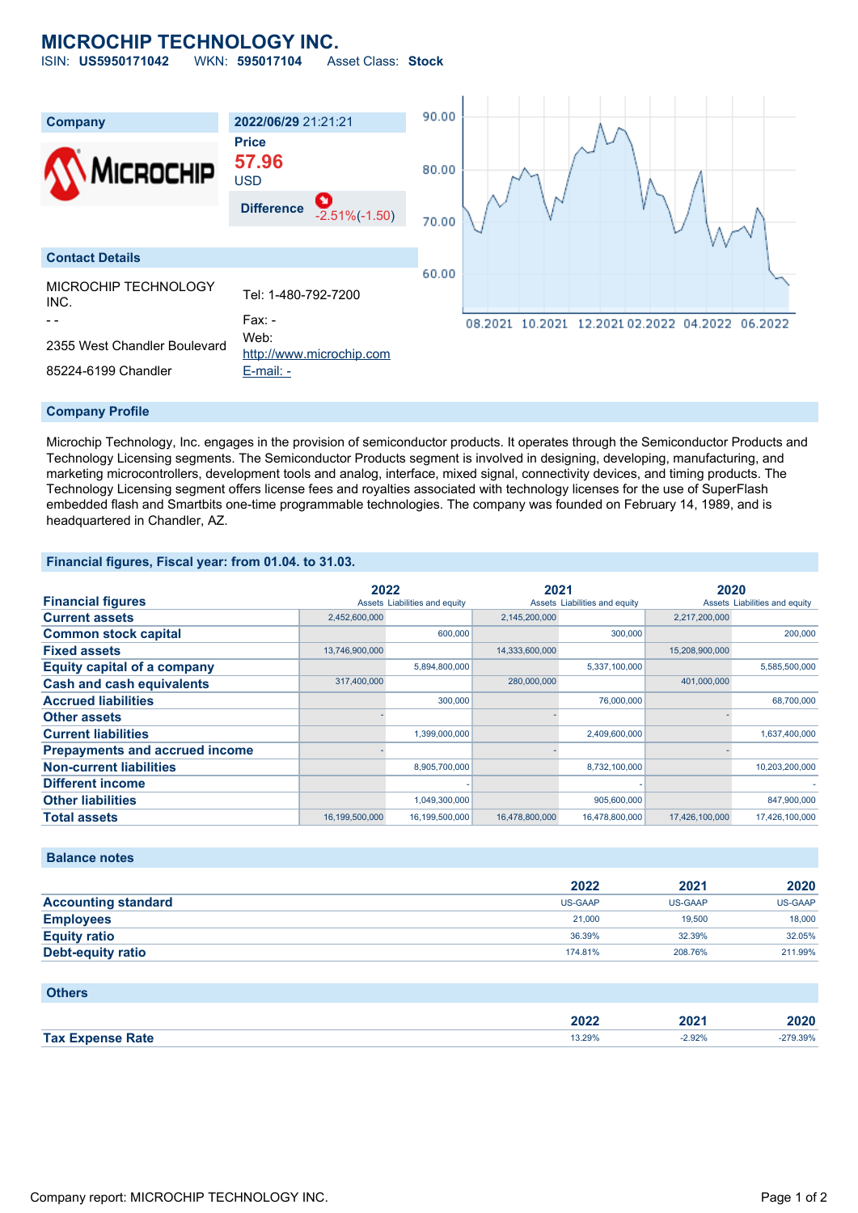# MICROCHIP TECHNOLOGY INC.

ISIN: **US5950171042** WKN: **595017104** Asset Class: **Stock**

| Company | 2022/06/29 21:21:21 |
|---|---|
| | Price **57.96** USD |
| | Difference -2.51%(-1.50) |

## Contact Details

| | |
|---|---|
| MICROCHIP TECHNOLOGY INC. | Tel: 1-480-792-7200 |
| - - | Fax: - |
| 2355 West Chandler Boulevard | Web: http://www.microchip.com |
| 85224-6199 Chandler | E-mail: - |

## Company Profile

Microchip Technology, Inc. engages in the provision of semiconductor products. It operates through the Semiconductor Products and Technology Licensing segments. The Semiconductor Products segment is involved in designing, developing, manufacturing, and marketing microcontrollers, development tools and analog, interface, mixed signal, connectivity devices, and timing products. The Technology Licensing segment offers license fees and royalties associated with technology licenses for the use of SuperFlash embedded flash and Smartbits one-time programmable technologies. The company was founded on February 14, 1989, and is headquartered in Chandler, AZ.

## Financial figures, Fiscal year: from 01.04. to 31.03.

| Financial figures | 2022 | | 2021 | | 2020 | |
|---|---|---|---|---|---|---|
| | Assets | Liabilities and equity | Assets | Liabilities and equity | Assets | Liabilities and equity |
| Current assets | 2,452,600,000 | | 2,145,200,000 | | 2,217,200,000 | |
| Common stock capital | | 600,000 | | 300,000 | | 200,000 |
| Fixed assets | 13,746,900,000 | | 14,333,600,000 | | 15,208,900,000 | |
| Equity capital of a company | | 5,894,800,000 | | 5,337,100,000 | | 5,585,500,000 |
| Cash and cash equivalents | 317,400,000 | | 280,000,000 | | 401,000,000 | |
| Accrued liabilities | | 300,000 | | 76,000,000 | | 68,700,000 |
| Other assets | - | | - | | - | |
| Current liabilities | | 1,399,000,000 | | 2,409,600,000 | | 1,637,400,000 |
| Prepayments and accrued income | - | | - | | - | |
| Non-current liabilities | | 8,905,700,000 | | 8,732,100,000 | | 10,203,200,000 |
| Different income | | - | | - | | - |
| Other liabilities | | 1,049,300,000 | | 905,600,000 | | 847,900,000 |
| Total assets | 16,199,500,000 | 16,199,500,000 | 16,478,800,000 | 16,478,800,000 | 17,426,100,000 | 17,426,100,000 |

## Balance notes

| | 2022 | 2021 | 2020 |
|---|---|---|---|
| Accounting standard | US-GAAP | US-GAAP | US-GAAP |
| Employees | 21,000 | 19,500 | 18,000 |
| Equity ratio | 36.39% | 32.39% | 32.05% |
| Debt-equity ratio | 174.81% | 208.76% | 211.99% |

## Others

| | 2022 | 2021 | 2020 |
|---|---|---|---|
| Tax Expense Rate | 13.29% | -2.92% | -279.39% |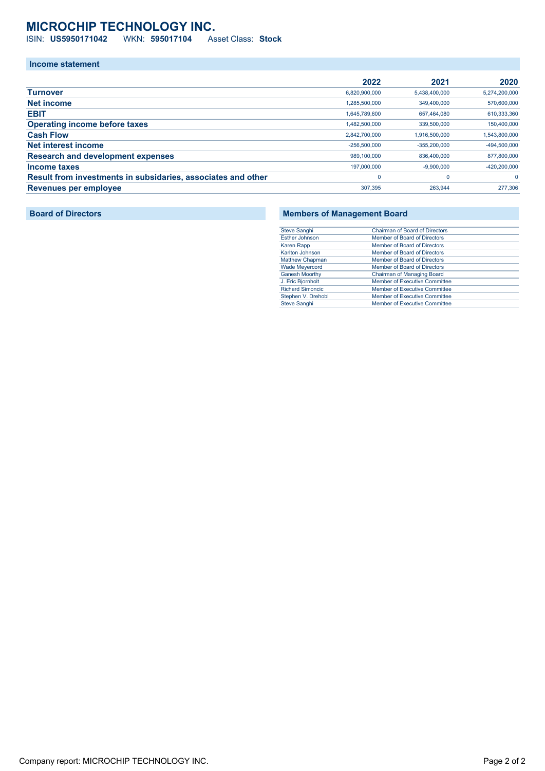# MICROCHIP TECHNOLOGY INC.

ISIN: **US5950171042** WKN: **595017104** Asset Class: **Stock**

## Income statement

| | 2022 | 2021 | 2020 |
|---|---|---|---|
| **Turnover** | 6,820,900,000 | 5,438,400,000 | 5,274,200,000 |
| **Net income** | 1,285,500,000 | 349,400,000 | 570,600,000 |
| **EBIT** | 1,645,789,600 | 657,464,080 | 610,333,360 |
| **Operating income before taxes** | 1,482,500,000 | 339,500,000 | 150,400,000 |
| **Cash Flow** | 2,842,700,000 | 1,916,500,000 | 1,543,800,000 |
| **Net interest income** | -256,500,000 | -355,200,000 | -494,500,000 |
| **Research and development expenses** | 989,100,000 | 836,400,000 | 877,800,000 |
| **Income taxes** | 197,000,000 | -9,900,000 | -420,200,000 |
| **Result from investments in subsidaries, associates and other** | 0 | 0 | 0 |
| **Revenues per employee** | 307,395 | 263,944 | 277,306 |

## Board of Directors

## Members of Management Board

| | |
|---|---|
| Steve Sanghi | Chairman of Board of Directors |
| Esther Johnson | Member of Board of Directors |
| Karen Rapp | Member of Board of Directors |
| Karlton Johnson | Member of Board of Directors |
| Matthew Chapman | Member of Board of Directors |
| Wade Meyercord | Member of Board of Directors |
| Ganesh Moorthy | Chairman of Managing Board |
| J. Eric Bjornholt | Member of Executive Committee |
| Richard Simoncic | Member of Executive Committee |
| Stephen V. Drehobl | Member of Executive Committee |
| Steve Sanghi | Member of Executive Committee |